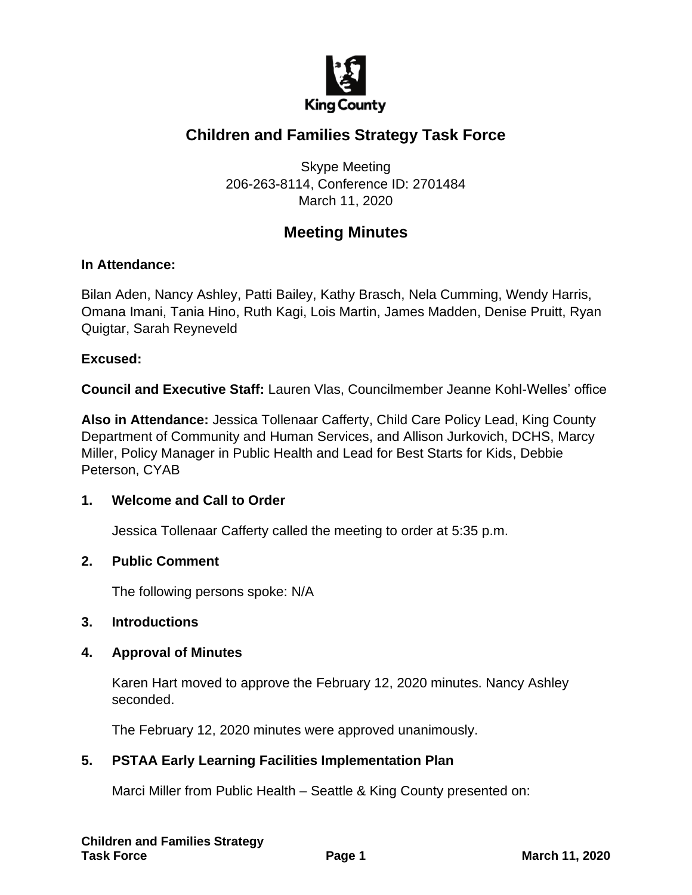King County

# Children and Families Strategy Task Force

Skype Meeting
206-263-8114, Conference ID: 2701484
March 11, 2020

## Meeting Minutes

**In Attendance:**

Bilan Aden, Nancy Ashley, Patti Bailey, Kathy Brasch, Nela Cumming, Wendy Harris, Omana Imani, Tania Hino, Ruth Kagi, Lois Martin, James Madden, Denise Pruitt, Ryan Quigtar, Sarah Reyneveld

**Excused:**

**Council and Executive Staff:** Lauren Vlas, Councilmember Jeanne Kohl-Welles' office

**Also in Attendance:** Jessica Tollenaar Cafferty, Child Care Policy Lead, King County Department of Community and Human Services, and Allison Jurkovich, DCHS, Marcy Miller, Policy Manager in Public Health and Lead for Best Starts for Kids, Debbie Peterson, CYAB

**1. Welcome and Call to Order**

Jessica Tollenaar Cafferty called the meeting to order at 5:35 p.m.

**2. Public Comment**

The following persons spoke: N/A

**3. Introductions**

**4. Approval of Minutes**

Karen Hart moved to approve the February 12, 2020 minutes. Nancy Ashley seconded.

The February 12, 2020 minutes were approved unanimously.

**5. PSTAA Early Learning Facilities Implementation Plan**

Marci Miller from Public Health – Seattle & King County presented on: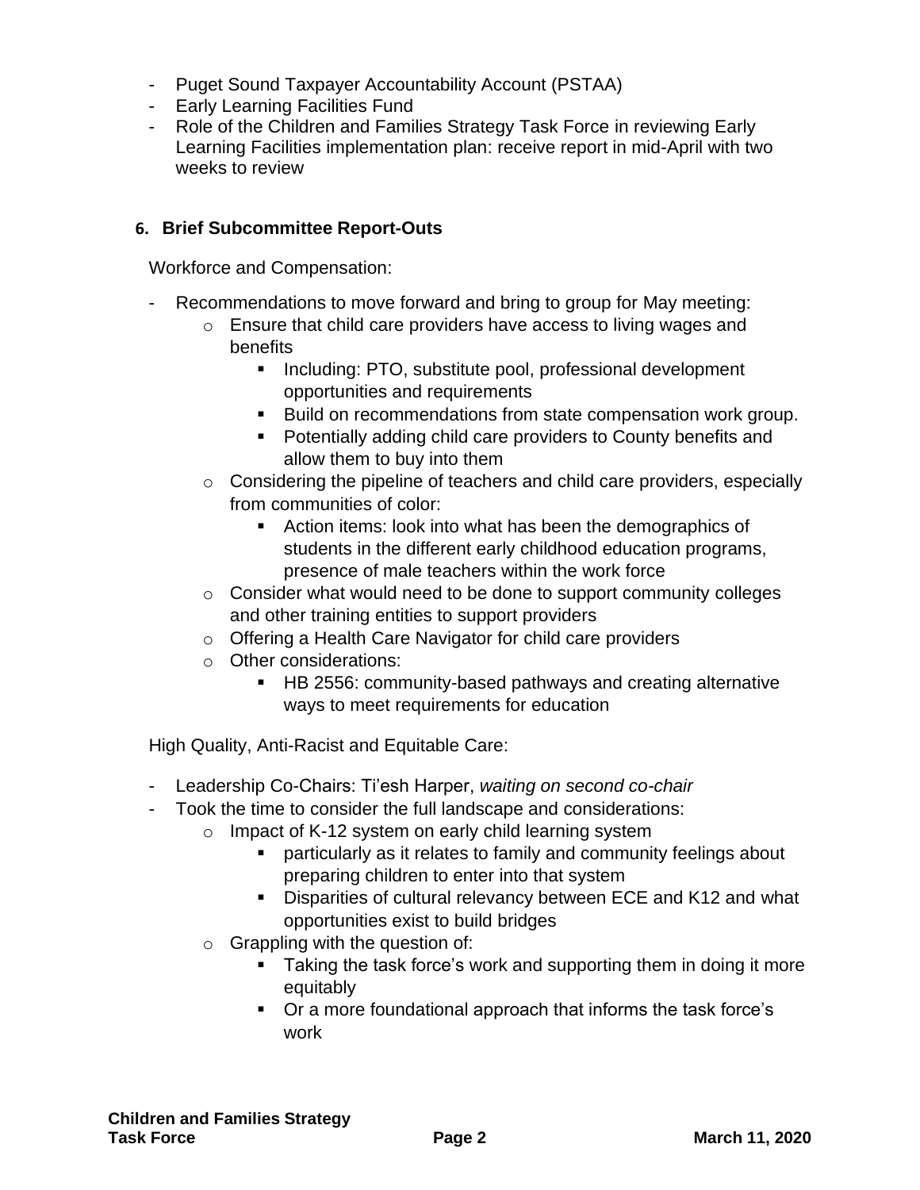- Puget Sound Taxpayer Accountability Account (PSTAA)
- Early Learning Facilities Fund
- Role of the Children and Families Strategy Task Force in reviewing Early Learning Facilities implementation plan: receive report in mid-April with two weeks to review

### 6. Brief Subcommittee Report-Outs

Workforce and Compensation:

- Recommendations to move forward and bring to group for May meeting:
  - Ensure that child care providers have access to living wages and benefits
    - Including: PTO, substitute pool, professional development opportunities and requirements
    - Build on recommendations from state compensation work group.
    - Potentially adding child care providers to County benefits and allow them to buy into them
  - Considering the pipeline of teachers and child care providers, especially from communities of color:
    - Action items: look into what has been the demographics of students in the different early childhood education programs, presence of male teachers within the work force
  - Consider what would need to be done to support community colleges and other training entities to support providers
  - Offering a Health Care Navigator for child care providers
  - Other considerations:
    - HB 2556: community-based pathways and creating alternative ways to meet requirements for education

High Quality, Anti-Racist and Equitable Care:

- Leadership Co-Chairs: Ti'esh Harper, *waiting on second co-chair*
- Took the time to consider the full landscape and considerations:
  - Impact of K-12 system on early child learning system
    - particularly as it relates to family and community feelings about preparing children to enter into that system
    - Disparities of cultural relevancy between ECE and K12 and what opportunities exist to build bridges
  - Grappling with the question of:
    - Taking the task force's work and supporting them in doing it more equitably
    - Or a more foundational approach that informs the task force's work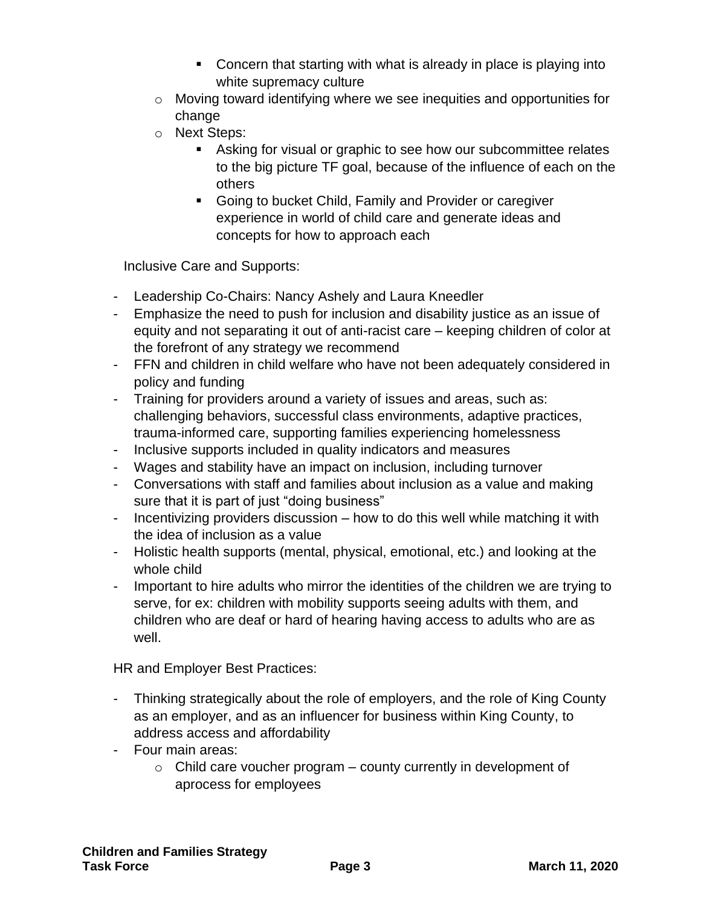- Concern that starting with what is already in place is playing into white supremacy culture
    - Moving toward identifying where we see inequities and opportunities for change
    - Next Steps:
        - Asking for visual or graphic to see how our subcommittee relates to the big picture TF goal, because of the influence of each on the others
        - Going to bucket Child, Family and Provider or caregiver experience in world of child care and generate ideas and concepts for how to approach each

Inclusive Care and Supports:

- Leadership Co-Chairs: Nancy Ashely and Laura Kneedler
- Emphasize the need to push for inclusion and disability justice as an issue of equity and not separating it out of anti-racist care – keeping children of color at the forefront of any strategy we recommend
- FFN and children in child welfare who have not been adequately considered in policy and funding
- Training for providers around a variety of issues and areas, such as: challenging behaviors, successful class environments, adaptive practices, trauma-informed care, supporting families experiencing homelessness
- Inclusive supports included in quality indicators and measures
- Wages and stability have an impact on inclusion, including turnover
- Conversations with staff and families about inclusion as a value and making sure that it is part of just "doing business"
- Incentivizing providers discussion – how to do this well while matching it with the idea of inclusion as a value
- Holistic health supports (mental, physical, emotional, etc.) and looking at the whole child
- Important to hire adults who mirror the identities of the children we are trying to serve, for ex: children with mobility supports seeing adults with them, and children who are deaf or hard of hearing having access to adults who are as well.

HR and Employer Best Practices:

- Thinking strategically about the role of employers, and the role of King County as an employer, and as an influencer for business within King County, to address access and affordability
- Four main areas:
    - Child care voucher program – county currently in development of aprocess for employees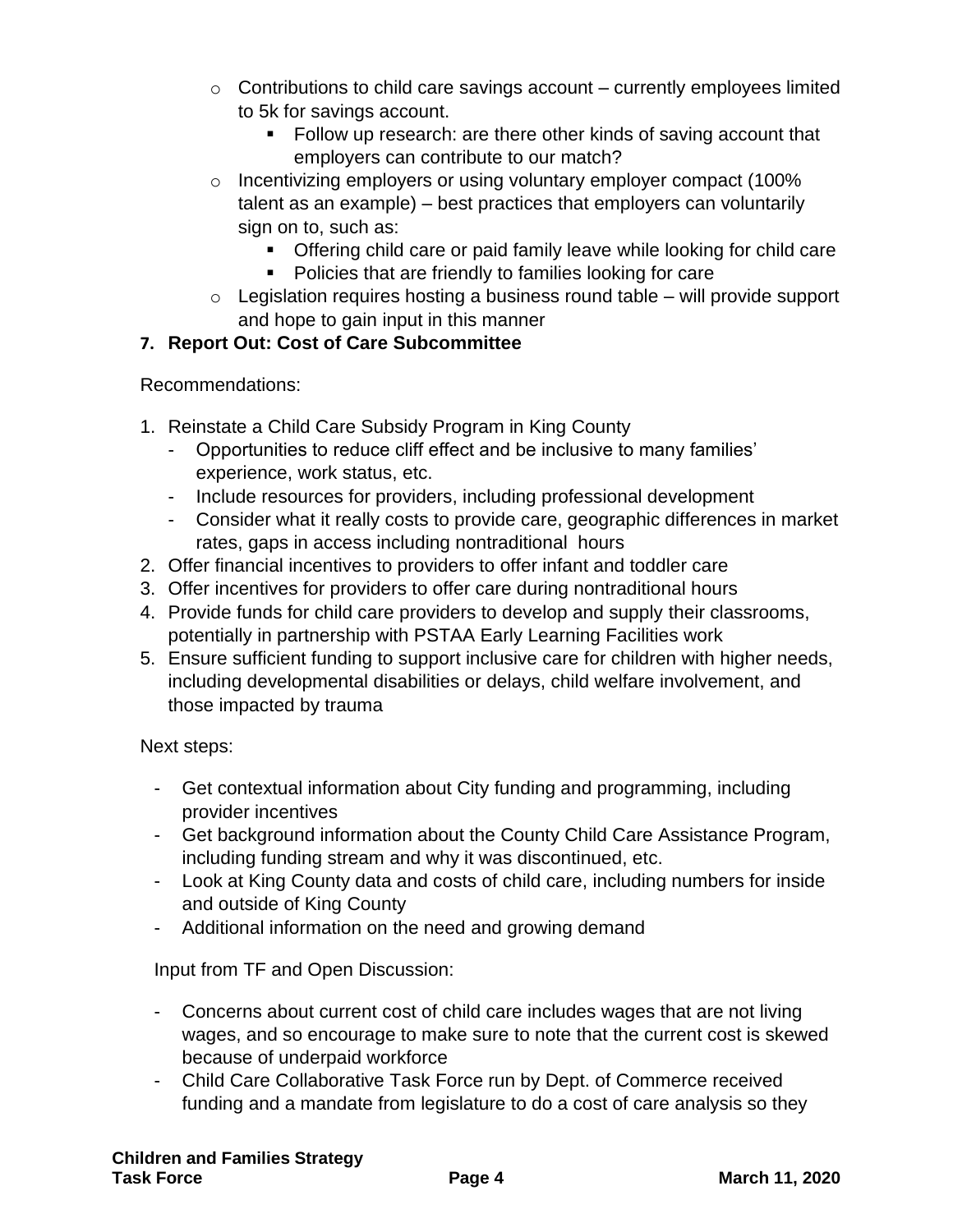- Contributions to child care savings account – currently employees limited to 5k for savings account.
  - Follow up research: are there other kinds of saving account that employers can contribute to our match?
- Incentivizing employers or using voluntary employer compact (100% talent as an example) – best practices that employers can voluntarily sign on to, such as:
  - Offering child care or paid family leave while looking for child care
  - Policies that are friendly to families looking for care
- Legislation requires hosting a business round table – will provide support and hope to gain input in this manner

**7. Report Out: Cost of Care Subcommittee**

Recommendations:

1. Reinstate a Child Care Subsidy Program in King County
   - Opportunities to reduce cliff effect and be inclusive to many families' experience, work status, etc.
   - Include resources for providers, including professional development
   - Consider what it really costs to provide care, geographic differences in market rates, gaps in access including nontraditional hours
2. Offer financial incentives to providers to offer infant and toddler care
3. Offer incentives for providers to offer care during nontraditional hours
4. Provide funds for child care providers to develop and supply their classrooms, potentially in partnership with PSTAA Early Learning Facilities work
5. Ensure sufficient funding to support inclusive care for children with higher needs, including developmental disabilities or delays, child welfare involvement, and those impacted by trauma

Next steps:

- Get contextual information about City funding and programming, including provider incentives
- Get background information about the County Child Care Assistance Program, including funding stream and why it was discontinued, etc.
- Look at King County data and costs of child care, including numbers for inside and outside of King County
- Additional information on the need and growing demand

Input from TF and Open Discussion:

- Concerns about current cost of child care includes wages that are not living wages, and so encourage to make sure to note that the current cost is skewed because of underpaid workforce
- Child Care Collaborative Task Force run by Dept. of Commerce received funding and a mandate from legislature to do a cost of care analysis so they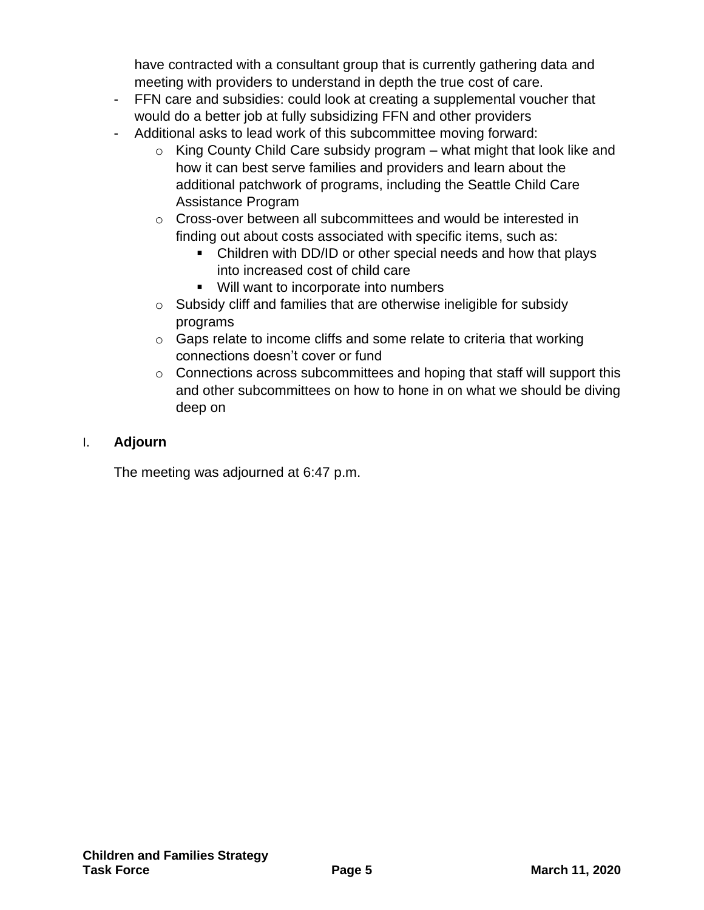have contracted with a consultant group that is currently gathering data and meeting with providers to understand in depth the true cost of care.

- FFN care and subsidies: could look at creating a supplemental voucher that would do a better job at fully subsidizing FFN and other providers
- Additional asks to lead work of this subcommittee moving forward:
  - King County Child Care subsidy program – what might that look like and how it can best serve families and providers and learn about the additional patchwork of programs, including the Seattle Child Care Assistance Program
  - Cross-over between all subcommittees and would be interested in finding out about costs associated with specific items, such as:
    - Children with DD/ID or other special needs and how that plays into increased cost of child care
    - Will want to incorporate into numbers
  - Subsidy cliff and families that are otherwise ineligible for subsidy programs
  - Gaps relate to income cliffs and some relate to criteria that working connections doesn't cover or fund
  - Connections across subcommittees and hoping that staff will support this and other subcommittees on how to hone in on what we should be diving deep on

## I. Adjourn

The meeting was adjourned at 6:47 p.m.